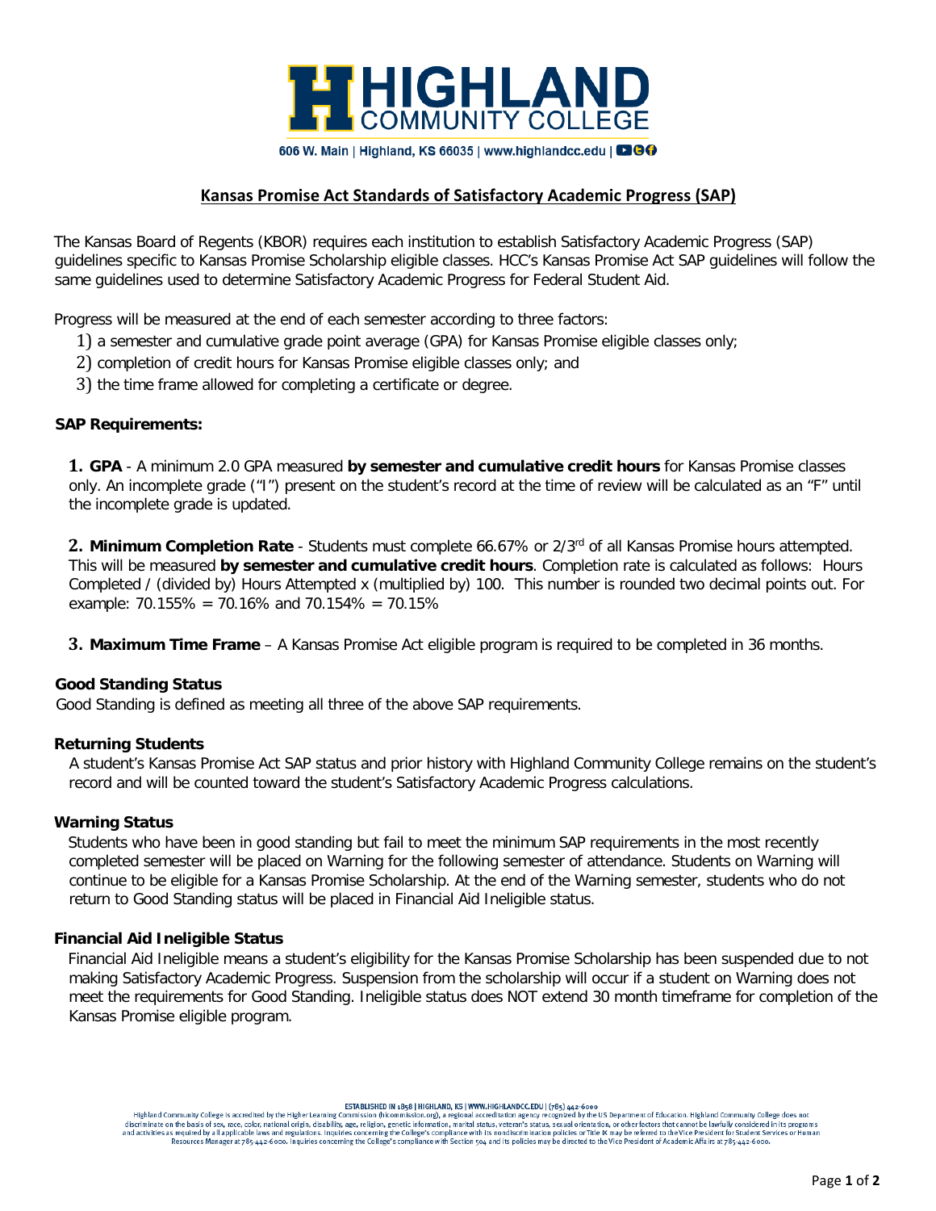# HIGHLAND COMMUNITY COLLEGE

606 W. Main | Highland, KS 66035 | www.highlandcc.edu

## Kansas Promise Act Standards of Satisfactory Academic Progress (SAP)

The Kansas Board of Regents (KBOR) requires each institution to establish Satisfactory Academic Progress (SAP) guidelines specific to Kansas Promise Scholarship eligible classes. HCC's Kansas Promise Act SAP guidelines will follow the same guidelines used to determine Satisfactory Academic Progress for Federal Student Aid.

Progress will be measured at the end of each semester according to three factors:

1) a semester and cumulative grade point average (GPA) for Kansas Promise eligible classes only;
2) completion of credit hours for Kansas Promise eligible classes only; and
3) the time frame allowed for completing a certificate or degree.

### SAP Requirements:

**1. GPA** - A minimum 2.0 GPA measured **by semester and cumulative credit hours** for Kansas Promise classes only. An incomplete grade ("I") present on the student's record at the time of review will be calculated as an "F" until the incomplete grade is updated.

**2. Minimum Completion Rate** - Students must complete 66.67% or 2/3rd of all Kansas Promise hours attempted. This will be measured **by semester and cumulative credit hours**. Completion rate is calculated as follows: Hours Completed / (divided by) Hours Attempted x (multiplied by) 100. This number is rounded two decimal points out. For example: 70.155% = 70.16% and 70.154% = 70.15%

**3. Maximum Time Frame** – A Kansas Promise Act eligible program is required to be completed in 36 months.

### Good Standing Status

Good Standing is defined as meeting all three of the above SAP requirements.

### Returning Students

A student's Kansas Promise Act SAP status and prior history with Highland Community College remains on the student's record and will be counted toward the student's Satisfactory Academic Progress calculations.

### Warning Status

Students who have been in good standing but fail to meet the minimum SAP requirements in the most recently completed semester will be placed on Warning for the following semester of attendance. Students on Warning will continue to be eligible for a Kansas Promise Scholarship. At the end of the Warning semester, students who do not return to Good Standing status will be placed in Financial Aid Ineligible status.

### Financial Aid Ineligible Status

Financial Aid Ineligible means a student's eligibility for the Kansas Promise Scholarship has been suspended due to not making Satisfactory Academic Progress. Suspension from the scholarship will occur if a student on Warning does not meet the requirements for Good Standing. Ineligible status does NOT extend 30 month timeframe for completion of the Kansas Promise eligible program.

ESTABLISHED IN 1858 | HIGHLAND, KS | WWW.HIGHLANDCC.EDU | (785) 442-6000
Highland Community College is accredited by the Higher Learning Commission (hlcommission.org), a regional accreditation agency recognized by the US Department of Education. Highland Community College does not discriminate on the basis of sex, race, color, national origin, disability, age, religion, genetic information, marital status, veteran's status, sexual orientation, or other factors that cannot be lawfully considered in its programs and activities as required by all applicable laws and regulations. Inquiries concerning the College's compliance with its nondiscrimination policies or Title IX may be referred to the Vice President for Student Services or Human Resources Manager at 785-442-6000. Inquiries concerning the College's compliance with Section 504 and its policies may be directed to the Vice President of Academic Affairs at 785-442-6000.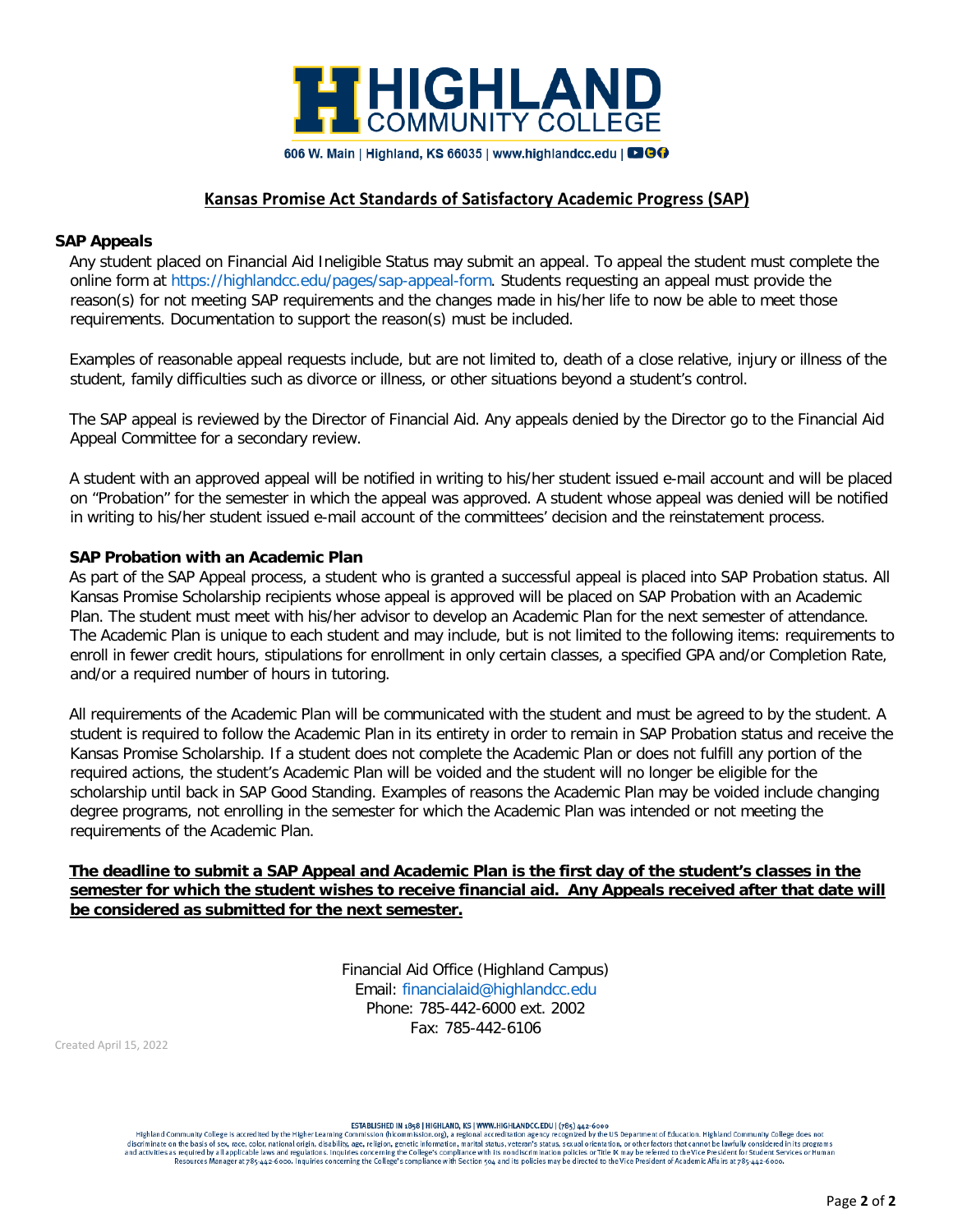# HIGHLAND COMMUNITY COLLEGE

606 W. Main | Highland, KS 66035 | www.highlandcc.edu

## Kansas Promise Act Standards of Satisfactory Academic Progress (SAP)

### SAP Appeals

Any student placed on Financial Aid Ineligible Status may submit an appeal. To appeal the student must complete the online form at https://highlandcc.edu/pages/sap-appeal-form. Students requesting an appeal must provide the reason(s) for not meeting SAP requirements and the changes made in his/her life to now be able to meet those requirements. Documentation to support the reason(s) must be included.

Examples of reasonable appeal requests include, but are not limited to, death of a close relative, injury or illness of the student, family difficulties such as divorce or illness, or other situations beyond a student's control.

The SAP appeal is reviewed by the Director of Financial Aid. Any appeals denied by the Director go to the Financial Aid Appeal Committee for a secondary review.

A student with an approved appeal will be notified in writing to his/her student issued e-mail account and will be placed on "Probation" for the semester in which the appeal was approved. A student whose appeal was denied will be notified in writing to his/her student issued e-mail account of the committees' decision and the reinstatement process.

### SAP Probation with an Academic Plan

As part of the SAP Appeal process, a student who is granted a successful appeal is placed into SAP Probation status. All Kansas Promise Scholarship recipients whose appeal is approved will be placed on SAP Probation with an Academic Plan. The student must meet with his/her advisor to develop an Academic Plan for the next semester of attendance. The Academic Plan is unique to each student and may include, but is not limited to the following items: requirements to enroll in fewer credit hours, stipulations for enrollment in only certain classes, a specified GPA and/or Completion Rate, and/or a required number of hours in tutoring.

All requirements of the Academic Plan will be communicated with the student and must be agreed to by the student. A student is required to follow the Academic Plan in its entirety in order to remain in SAP Probation status and receive the Kansas Promise Scholarship. If a student does not complete the Academic Plan or does not fulfill any portion of the required actions, the student's Academic Plan will be voided and the student will no longer be eligible for the scholarship until back in SAP Good Standing. Examples of reasons the Academic Plan may be voided include changing degree programs, not enrolling in the semester for which the Academic Plan was intended or not meeting the requirements of the Academic Plan.

**The deadline to submit a SAP Appeal and Academic Plan is the first day of the student's classes in the semester for which the student wishes to receive financial aid. Any Appeals received after that date will be considered as submitted for the next semester.**

Financial Aid Office (Highland Campus)
Email: financialaid@highlandcc.edu
Phone: 785-442-6000 ext. 2002
Fax: 785-442-6106

Created April 15, 2022

ESTABLISHED IN 1858 | HIGHLAND, KS | WWW.HIGHLANDCC.EDU | (785) 442-6000
Highland Community College is accredited by the Higher Learning Commission (hlcommission.org), a regional accreditation agency recognized by the US Department of Education. Highland Community College does not discriminate on the basis of sex, race, color, national origin, disability, age, religion, genetic information, marital status, veteran's status, sexual orientation, or other factors that cannot be lawfully considered in its programs and activities as required by all applicable laws and regulations. Inquiries concerning the College's compliance with its nondiscrimination policies or Title IX may be referred to the Vice President for Student Services or Human Resources Manager at 785-442-6000. Inquiries concerning the College's compliance with Section 504 and its policies may be directed to the Vice President of Academic Affairs at 785-442-6000.